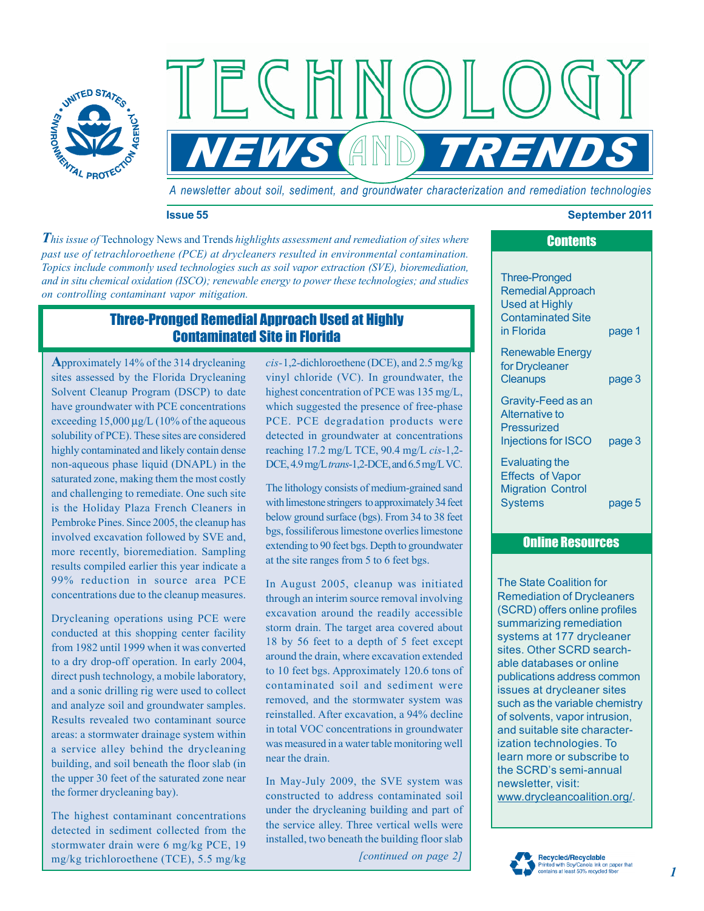# Technology News and Trends

*A newsletter about soil, sediment, and groundwater characterization and remediation technologies*

**Issue 55** **September 2011**

***This issue of*** Technology News and Trends *highlights assessment and remediation of sites where past use of tetrachloroethene (PCE) at drycleaners resulted in environmental contamination. Topics include commonly used technologies such as soil vapor extraction (SVE), bioremediation, and in situ chemical oxidation (ISCO); renewable energy to power these technologies; and studies on controlling contaminant vapor mitigation.*

## Three-Pronged Remedial Approach Used at Highly Contaminated Site in Florida

Approximately 14% of the 314 drycleaning sites assessed by the Florida Drycleaning Solvent Cleanup Program (DSCP) to date have groundwater with PCE concentrations exceeding 15,000 µg/L (10% of the aqueous solubility of PCE). These sites are considered highly contaminated and likely contain dense non-aqueous phase liquid (DNAPL) in the saturated zone, making them the most costly and challenging to remediate. One such site is the Holiday Plaza French Cleaners in Pembroke Pines. Since 2005, the cleanup has involved excavation followed by SVE and, more recently, bioremediation. Sampling results compiled earlier this year indicate a 99% reduction in source area PCE concentrations due to the cleanup measures.

Drycleaning operations using PCE were conducted at this shopping center facility from 1982 until 1999 when it was converted to a dry drop-off operation. In early 2004, direct push technology, a mobile laboratory, and a sonic drilling rig were used to collect and analyze soil and groundwater samples. Results revealed two contaminant source areas: a stormwater drainage system within a service alley behind the drycleaning building, and soil beneath the floor slab (in the upper 30 feet of the saturated zone near the former drycleaning bay).

The highest contaminant concentrations detected in sediment collected from the stormwater drain were 6 mg/kg PCE, 19 mg/kg trichloroethene (TCE), 5.5 mg/kg *cis*-1,2-dichloroethene (DCE), and 2.5 mg/kg vinyl chloride (VC). In groundwater, the highest concentration of PCE was 135 mg/L, which suggested the presence of free-phase PCE. PCE degradation products were detected in groundwater at concentrations reaching 17.2 mg/L TCE, 90.4 mg/L *cis*-1,2-DCE, 4.9 mg/L *trans*-1,2-DCE, and 6.5 mg/L VC.

The lithology consists of medium-grained sand with limestone stringers to approximately 34 feet below ground surface (bgs). From 34 to 38 feet bgs, fossiliferous limestone overlies limestone extending to 90 feet bgs. Depth to groundwater at the site ranges from 5 to 6 feet bgs.

In August 2005, cleanup was initiated through an interim source removal involving excavation around the readily accessible storm drain. The target area covered about 18 by 56 feet to a depth of 5 feet except around the drain, where excavation extended to 10 feet bgs. Approximately 120.6 tons of contaminated soil and sediment were removed, and the stormwater system was reinstalled. After excavation, a 94% decline in total VOC concentrations in groundwater was measured in a water table monitoring well near the drain.

In May-July 2009, the SVE system was constructed to address contaminated soil under the drycleaning building and part of the service alley. Three vertical wells were installed, two beneath the building floor slab

*[continued on page 2]*

## Contents

- Three-Pronged Remedial Approach Used at Highly Contaminated Site in Florida — page 1
- Renewable Energy for Drycleaner Cleanups — page 3
- Gravity-Feed as an Alternative to Pressurized Injections for ISCO — page 3
- Evaluating the Effects of Vapor Migration Control Systems — page 5

## Online Resources

The State Coalition for Remediation of Drycleaners (SCRD) offers online profiles summarizing remediation systems at 177 drycleaner sites. Other SCRD searchable databases or online publications address common issues at drycleaner sites such as the variable chemistry of solvents, vapor intrusion, and suitable site characterization technologies. To learn more or subscribe to the SCRD's semi-annual newsletter, visit: www.drycleancoalition.org/.

Recycled/Recyclable
Printed with Soy/Canola ink on paper that contains at least 50% recycled fiber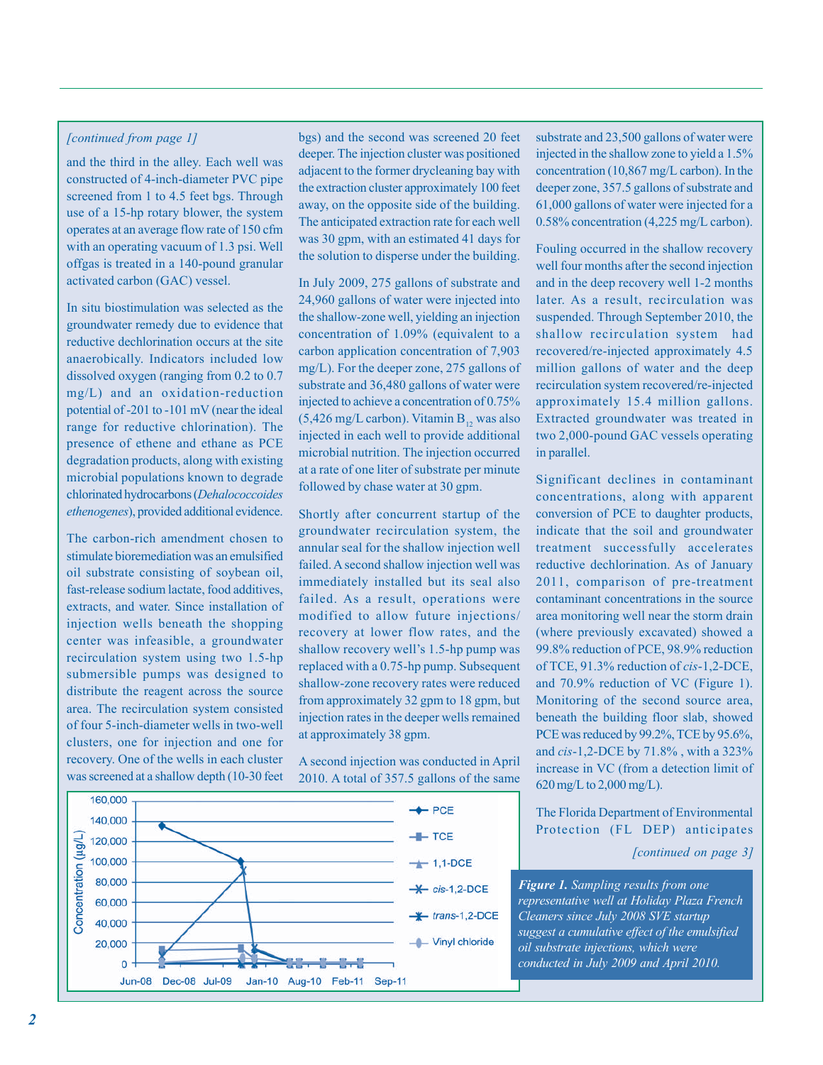*[continued from page 1]*

and the third in the alley. Each well was constructed of 4-inch-diameter PVC pipe screened from 1 to 4.5 feet bgs. Through use of a 15-hp rotary blower, the system operates at an average flow rate of 150 cfm with an operating vacuum of 1.3 psi. Well offgas is treated in a 140-pound granular activated carbon (GAC) vessel.

In situ biostimulation was selected as the groundwater remedy due to evidence that reductive dechlorination occurs at the site anaerobically. Indicators included low dissolved oxygen (ranging from 0.2 to 0.7 mg/L) and an oxidation-reduction potential of -201 to -101 mV (near the ideal range for reductive chlorination). The presence of ethene and ethane as PCE degradation products, along with existing microbial populations known to degrade chlorinated hydrocarbons (*Dehalococcoides ethenogenes*), provided additional evidence.

The carbon-rich amendment chosen to stimulate bioremediation was an emulsified oil substrate consisting of soybean oil, fast-release sodium lactate, food additives, extracts, and water. Since installation of injection wells beneath the shopping center was infeasible, a groundwater recirculation system using two 1.5-hp submersible pumps was designed to distribute the reagent across the source area. The recirculation system consisted of four 5-inch-diameter wells in two-well clusters, one for injection and one for recovery. One of the wells in each cluster was screened at a shallow depth (10-30 feet bgs) and the second was screened 20 feet deeper. The injection cluster was positioned adjacent to the former drycleaning bay with the extraction cluster approximately 100 feet away, on the opposite side of the building. The anticipated extraction rate for each well was 30 gpm, with an estimated 41 days for the solution to disperse under the building.

In July 2009, 275 gallons of substrate and 24,960 gallons of water were injected into the shallow-zone well, yielding an injection concentration of 1.09% (equivalent to a carbon application concentration of 7,903 mg/L). For the deeper zone, 275 gallons of substrate and 36,480 gallons of water were injected to achieve a concentration of 0.75% (5,426 mg/L carbon). Vitamin $B_{12}$ was also injected in each well to provide additional microbial nutrition. The injection occurred at a rate of one liter of substrate per minute followed by chase water at 30 gpm.

Shortly after concurrent startup of the groundwater recirculation system, the annular seal for the shallow injection well failed. A second shallow injection well was immediately installed but its seal also failed. As a result, operations were modified to allow future injections/recovery at lower flow rates, and the shallow recovery well's 1.5-hp pump was replaced with a 0.75-hp pump. Subsequent shallow-zone recovery rates were reduced from approximately 32 gpm to 18 gpm, but injection rates in the deeper wells remained at approximately 38 gpm.

A second injection was conducted in April 2010. A total of 357.5 gallons of the same substrate and 23,500 gallons of water were injected in the shallow zone to yield a 1.5% concentration (10,867 mg/L carbon). In the deeper zone, 357.5 gallons of substrate and 61,000 gallons of water were injected for a 0.58% concentration (4,225 mg/L carbon).

Fouling occurred in the shallow recovery well four months after the second injection and in the deep recovery well 1-2 months later. As a result, recirculation was suspended. Through September 2010, the shallow recirculation system had recovered/re-injected approximately 4.5 million gallons of water and the deep recirculation system recovered/re-injected approximately 15.4 million gallons. Extracted groundwater was treated in two 2,000-pound GAC vessels operating in parallel.

Significant declines in contaminant concentrations, along with apparent conversion of PCE to daughter products, indicate that the soil and groundwater treatment successfully accelerates reductive dechlorination. As of January 2011, comparison of pre-treatment contaminant concentrations in the source area monitoring well near the storm drain (where previously excavated) showed a 99.8% reduction of PCE, 98.9% reduction of TCE, 91.3% reduction of *cis*-1,2-DCE, and 70.9% reduction of VC (Figure 1). Monitoring of the second source area, beneath the building floor slab, showed PCE was reduced by 99.2%, TCE by 95.6%, and *cis*-1,2-DCE by 71.8% , with a 323% increase in VC (from a detection limit of 620 mg/L to 2,000 mg/L).

The Florida Department of Environmental Protection (FL DEP) anticipates

*[continued on page 3]*

***Figure 1.*** *Sampling results from one representative well at Holiday Plaza French Cleaners since July 2008 SVE startup suggest a cumulative effect of the emulsified oil substrate injections, which were conducted in July 2009 and April 2010.*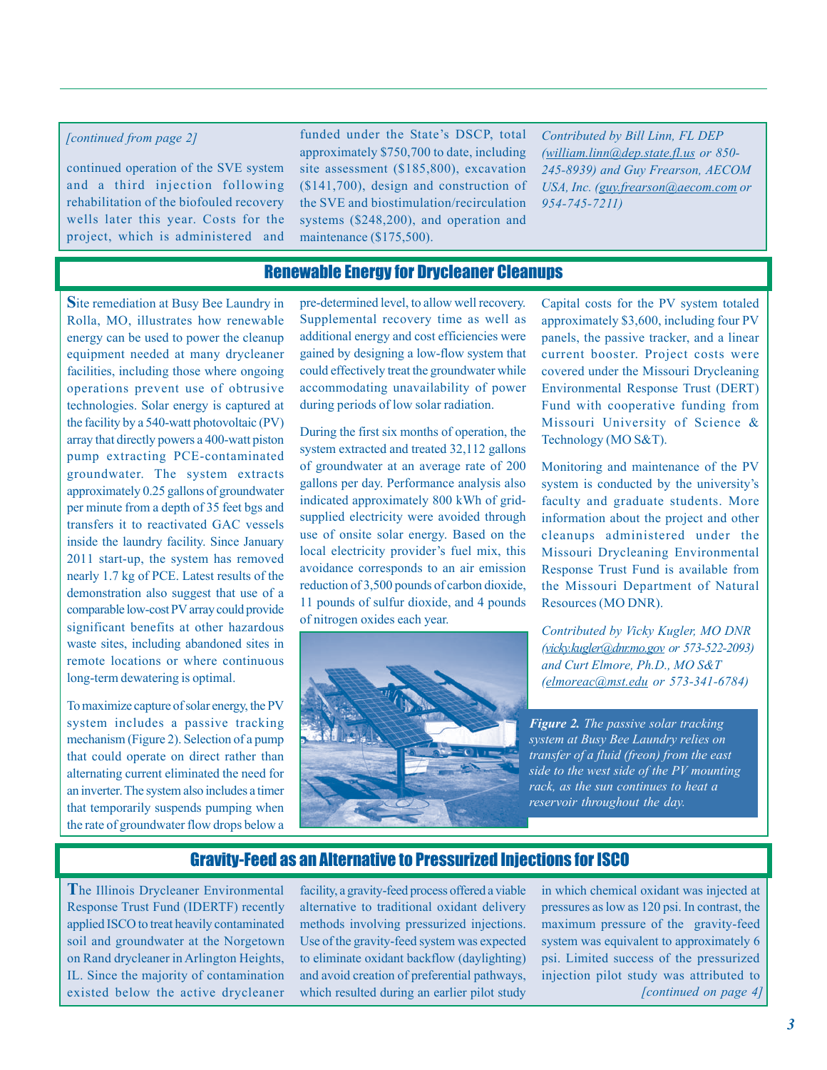*[continued from page 2]*

continued operation of the SVE system and a third injection following rehabilitation of the biofouled recovery wells later this year. Costs for the project, which is administered and funded under the State's DSCP, total approximately $750,700 to date, including site assessment ($185,800), excavation ($141,700), design and construction of the SVE and biostimulation/recirculation systems ($248,200), and operation and maintenance ($175,500).

*Contributed by Bill Linn, FL DEP (william.linn@dep.state.fl.us or 850-245-8939) and Guy Frearson, AECOM USA, Inc. (guy.frearson@aecom.com or 954-745-7211)*

## Renewable Energy for Drycleaner Cleanups

Site remediation at Busy Bee Laundry in Rolla, MO, illustrates how renewable energy can be used to power the cleanup equipment needed at many drycleaner facilities, including those where ongoing operations prevent use of obtrusive technologies. Solar energy is captured at the facility by a 540-watt photovoltaic (PV) array that directly powers a 400-watt piston pump extracting PCE-contaminated groundwater. The system extracts approximately 0.25 gallons of groundwater per minute from a depth of 35 feet bgs and transfers it to reactivated GAC vessels inside the laundry facility. Since January 2011 start-up, the system has removed nearly 1.7 kg of PCE. Latest results of the demonstration also suggest that use of a comparable low-cost PV array could provide significant benefits at other hazardous waste sites, including abandoned sites in remote locations or where continuous long-term dewatering is optimal.

To maximize capture of solar energy, the PV system includes a passive tracking mechanism (Figure 2). Selection of a pump that could operate on direct rather than alternating current eliminated the need for an inverter. The system also includes a timer that temporarily suspends pumping when the rate of groundwater flow drops below a pre-determined level, to allow well recovery. Supplemental recovery time as well as additional energy and cost efficiencies were gained by designing a low-flow system that could effectively treat the groundwater while accommodating unavailability of power during periods of low solar radiation.

During the first six months of operation, the system extracted and treated 32,112 gallons of groundwater at an average rate of 200 gallons per day. Performance analysis also indicated approximately 800 kWh of grid-supplied electricity were avoided through use of onsite solar energy. Based on the local electricity provider's fuel mix, this avoidance corresponds to an air emission reduction of 3,500 pounds of carbon dioxide, 11 pounds of sulfur dioxide, and 4 pounds of nitrogen oxides each year.

Capital costs for the PV system totaled approximately $3,600, including four PV panels, the passive tracker, and a linear current booster. Project costs were covered under the Missouri Drycleaning Environmental Response Trust (DERT) Fund with cooperative funding from Missouri University of Science & Technology (MO S&T).

Monitoring and maintenance of the PV system is conducted by the university's faculty and graduate students. More information about the project and other cleanups administered under the Missouri Drycleaning Environmental Response Trust Fund is available from the Missouri Department of Natural Resources (MO DNR).

*Contributed by Vicky Kugler, MO DNR (vicky.kugler@dnr.mo.gov or 573-522-2093) and Curt Elmore, Ph.D., MO S&T (elmoreac@mst.edu or 573-341-6784)*

***Figure 2.*** *The passive solar tracking system at Busy Bee Laundry relies on transfer of a fluid (freon) from the east side to the west side of the PV mounting rack, as the sun continues to heat a reservoir throughout the day.*

## Gravity-Feed as an Alternative to Pressurized Injections for ISCO

The Illinois Drycleaner Environmental Response Trust Fund (IDERTF) recently applied ISCO to treat heavily contaminated soil and groundwater at the Norgetown on Rand drycleaner in Arlington Heights, IL. Since the majority of contamination existed below the active drycleaner facility, a gravity-feed process offered a viable alternative to traditional oxidant delivery methods involving pressurized injections. Use of the gravity-feed system was expected to eliminate oxidant backflow (daylighting) and avoid creation of preferential pathways, which resulted during an earlier pilot study in which chemical oxidant was injected at pressures as low as 120 psi. In contrast, the maximum pressure of the gravity-feed system was equivalent to approximately 6 psi. Limited success of the pressurized injection pilot study was attributed to

*[continued on page 4]*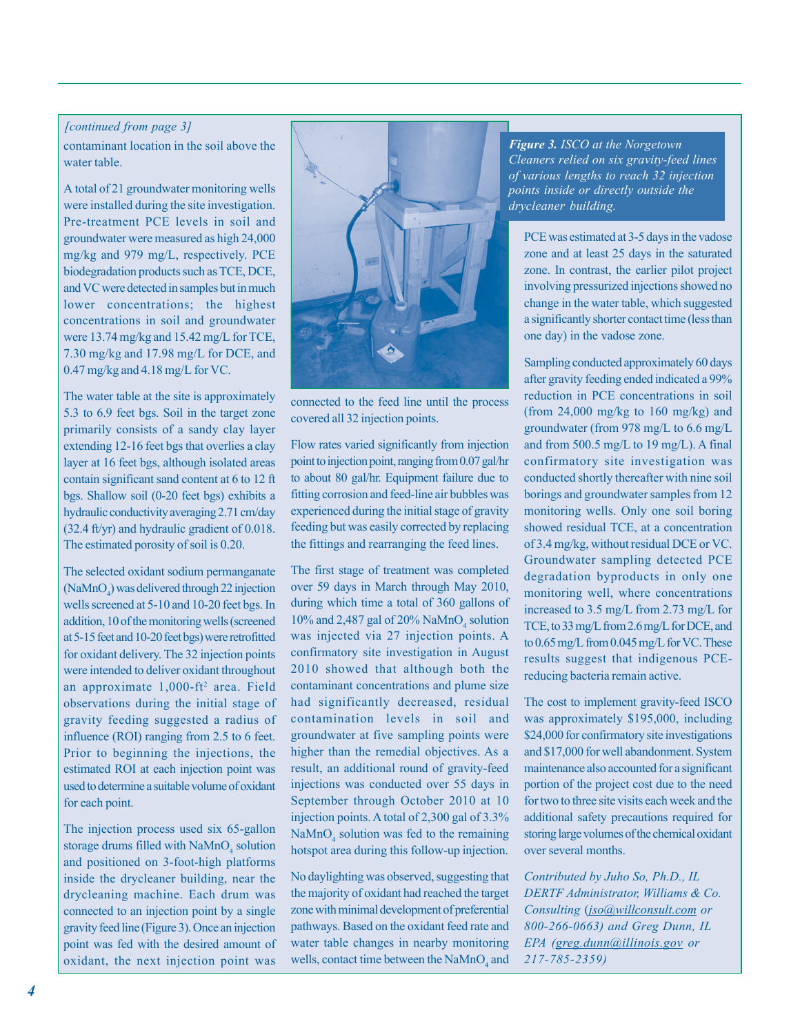*[continued from page 3]*

contaminant location in the soil above the water table.

A total of 21 groundwater monitoring wells were installed during the site investigation. Pre-treatment PCE levels in soil and groundwater were measured as high 24,000 mg/kg and 979 mg/L, respectively. PCE biodegradation products such as TCE, DCE, and VC were detected in samples but in much lower concentrations; the highest concentrations in soil and groundwater were 13.74 mg/kg and 15.42 mg/L for TCE, 7.30 mg/kg and 17.98 mg/L for DCE, and 0.47 mg/kg and 4.18 mg/L for VC.

The water table at the site is approximately 5.3 to 6.9 feet bgs. Soil in the target zone primarily consists of a sandy clay layer extending 12-16 feet bgs that overlies a clay layer at 16 feet bgs, although isolated areas contain significant sand content at 6 to 12 ft bgs. Shallow soil (0-20 feet bgs) exhibits a hydraulic conductivity averaging 2.71 cm/day (32.4 ft/yr) and hydraulic gradient of 0.018. The estimated porosity of soil is 0.20.

The selected oxidant sodium permanganate ($NaMnO_4$) was delivered through 22 injection wells screened at 5-10 and 10-20 feet bgs. In addition, 10 of the monitoring wells (screened at 5-15 feet and 10-20 feet bgs) were retrofitted for oxidant delivery. The 32 injection points were intended to deliver oxidant throughout an approximate 1,000-ft$^2$ area. Field observations during the initial stage of gravity feeding suggested a radius of influence (ROI) ranging from 2.5 to 6 feet. Prior to beginning the injections, the estimated ROI at each injection point was used to determine a suitable volume of oxidant for each point.

The injection process used six 65-gallon storage drums filled with $NaMnO_4$ solution and positioned on 3-foot-high platforms inside the drycleaner building, near the drycleaning machine. Each drum was connected to an injection point by a single gravity feed line (Figure 3). Once an injection point was fed with the desired amount of oxidant, the next injection point was connected to the feed line until the process covered all 32 injection points.

**Figure 3.** *ISCO at the Norgetown Cleaners relied on six gravity-feed lines of various lengths to reach 32 injection points inside or directly outside the drycleaner building.*

Flow rates varied significantly from injection point to injection point, ranging from 0.07 gal/hr to about 80 gal/hr. Equipment failure due to fitting corrosion and feed-line air bubbles was experienced during the initial stage of gravity feeding but was easily corrected by replacing the fittings and rearranging the feed lines.

The first stage of treatment was completed over 59 days in March through May 2010, during which time a total of 360 gallons of 10% and 2,487 gal of 20% $NaMnO_4$ solution was injected via 27 injection points. A confirmatory site investigation in August 2010 showed that although both the contaminant concentrations and plume size had significantly decreased, residual contamination levels in soil and groundwater at five sampling points were higher than the remedial objectives. As a result, an additional round of gravity-feed injections was conducted over 55 days in September through October 2010 at 10 injection points. A total of 2,300 gal of 3.3% $NaMnO_4$ solution was fed to the remaining hotspot area during this follow-up injection.

No daylighting was observed, suggesting that the majority of oxidant had reached the target zone with minimal development of preferential pathways. Based on the oxidant feed rate and water table changes in nearby monitoring wells, contact time between the $NaMnO_4$ and PCE was estimated at 3-5 days in the vadose zone and at least 25 days in the saturated zone. In contrast, the earlier pilot project involving pressurized injections showed no change in the water table, which suggested a significantly shorter contact time (less than one day) in the vadose zone.

Sampling conducted approximately 60 days after gravity feeding ended indicated a 99% reduction in PCE concentrations in soil (from 24,000 mg/kg to 160 mg/kg) and groundwater (from 978 mg/L to 6.6 mg/L and from 500.5 mg/L to 19 mg/L). A final confirmatory site investigation was conducted shortly thereafter with nine soil borings and groundwater samples from 12 monitoring wells. Only one soil boring showed residual TCE, at a concentration of 3.4 mg/kg, without residual DCE or VC. Groundwater sampling detected PCE degradation byproducts in only one monitoring well, where concentrations increased to 3.5 mg/L from 2.73 mg/L for TCE, to 33 mg/L from 2.6 mg/L for DCE, and to 0.65 mg/L from 0.045 mg/L for VC. These results suggest that indigenous PCE-reducing bacteria remain active.

The cost to implement gravity-feed ISCO was approximately $195,000, including $24,000 for confirmatory site investigations and $17,000 for well abandonment. System maintenance also accounted for a significant portion of the project cost due to the need for two to three site visits each week and the additional safety precautions required for storing large volumes of the chemical oxidant over several months.

*Contributed by Juho So, Ph.D., IL DERTF Administrator, Williams & Co. Consulting (jso@willconsult.com or 800-266-0663) and Greg Dunn, IL EPA (greg.dunn@illinois.gov or 217-785-2359)*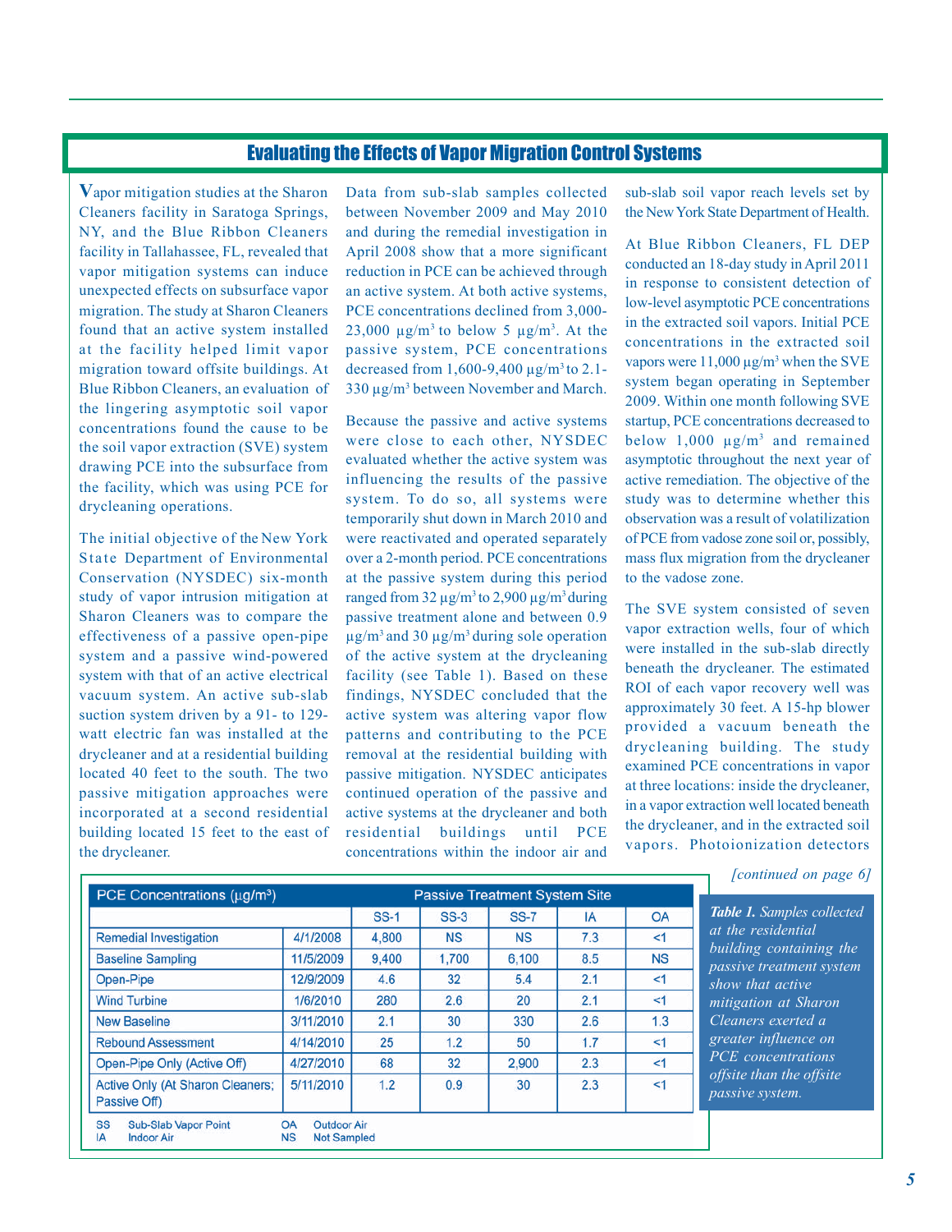## Evaluating the Effects of Vapor Migration Control Systems

Vapor mitigation studies at the Sharon Cleaners facility in Saratoga Springs, NY, and the Blue Ribbon Cleaners facility in Tallahassee, FL, revealed that vapor mitigation systems can induce unexpected effects on subsurface vapor migration. The study at Sharon Cleaners found that an active system installed at the facility helped limit vapor migration toward offsite buildings. At Blue Ribbon Cleaners, an evaluation of the lingering asymptotic soil vapor concentrations found the cause to be the soil vapor extraction (SVE) system drawing PCE into the subsurface from the facility, which was using PCE for drycleaning operations.

The initial objective of the New York State Department of Environmental Conservation (NYSDEC) six-month study of vapor intrusion mitigation at Sharon Cleaners was to compare the effectiveness of a passive open-pipe system and a passive wind-powered system with that of an active electrical vacuum system. An active sub-slab suction system driven by a 91- to 129-watt electric fan was installed at the drycleaner and at a residential building located 40 feet to the south. The two passive mitigation approaches were incorporated at a second residential building located 15 feet to the east of the drycleaner.

Data from sub-slab samples collected between November 2009 and May 2010 and during the remedial investigation in April 2008 show that a more significant reduction in PCE can be achieved through an active system. At both active systems, PCE concentrations declined from 3,000-23,000 µg/m$^3$ to below 5 µg/m$^3$. At the passive system, PCE concentrations decreased from 1,600-9,400 µg/m$^3$ to 2.1-330 µg/m$^3$ between November and March.

Because the passive and active systems were close to each other, NYSDEC evaluated whether the active system was influencing the results of the passive system. To do so, all systems were temporarily shut down in March 2010 and were reactivated and operated separately over a 2-month period. PCE concentrations at the passive system during this period ranged from 32 µg/m$^3$ to 2,900 µg/m$^3$ during passive treatment alone and between 0.9 µg/m$^3$ and 30 µg/m$^3$ during sole operation of the active system at the drycleaning facility (see Table 1). Based on these findings, NYSDEC concluded that the active system was altering vapor flow patterns and contributing to the PCE removal at the residential building with passive mitigation. NYSDEC anticipates continued operation of the passive and active systems at the drycleaner and both residential buildings until PCE concentrations within the indoor air and sub-slab soil vapor reach levels set by the New York State Department of Health.

At Blue Ribbon Cleaners, FL DEP conducted an 18-day study in April 2011 in response to consistent detection of low-level asymptotic PCE concentrations in the extracted soil vapors. Initial PCE concentrations in the extracted soil vapors were 11,000 µg/m$^3$ when the SVE system began operating in September 2009. Within one month following SVE startup, PCE concentrations decreased to below 1,000 µg/m$^3$ and remained asymptotic throughout the next year of active remediation. The objective of the study was to determine whether this observation was a result of volatilization of PCE from vadose zone soil or, possibly, mass flux migration from the drycleaner to the vadose zone.

The SVE system consisted of seven vapor extraction wells, four of which were installed in the sub-slab directly beneath the drycleaner. The estimated ROI of each vapor recovery well was approximately 30 feet. A 15-hp blower provided a vacuum beneath the drycleaning building. The study examined PCE concentrations in vapor at three locations: inside the drycleaner, in a vapor extraction well located beneath the drycleaner, and in the extracted soil vapors. Photoionization detectors

*[continued on page 6]*

| PCE Concentrations (µg/m$^3$) | | Passive Treatment System Site | | | | |
|---|---|---|---|---|---|---|
| | | SS-1 | SS-3 | SS-7 | IA | OA |
| Remedial Investigation | 4/1/2008 | 4,800 | NS | NS | 7.3 | <1 |
| Baseline Sampling | 11/5/2009 | 9,400 | 1,700 | 6,100 | 8.5 | NS |
| Open-Pipe | 12/9/2009 | 4.6 | 32 | 5.4 | 2.1 | <1 |
| Wind Turbine | 1/6/2010 | 280 | 2.6 | 20 | 2.1 | <1 |
| New Baseline | 3/11/2010 | 2.1 | 30 | 330 | 2.6 | 1.3 |
| Rebound Assessment | 4/14/2010 | 25 | 1.2 | 50 | 1.7 | <1 |
| Open-Pipe Only (Active Off) | 4/27/2010 | 68 | 32 | 2,900 | 2.3 | <1 |
| Active Only (At Sharon Cleaners; Passive Off) | 5/11/2010 | 1.2 | 0.9 | 30 | 2.3 | <1 |

SS Sub-Slab Vapor Point; IA Indoor Air; OA Outdoor Air; NS Not Sampled

***Table 1.*** *Samples collected at the residential building containing the passive treatment system show that active mitigation at Sharon Cleaners exerted a greater influence on PCE concentrations offsite than the offsite passive system.*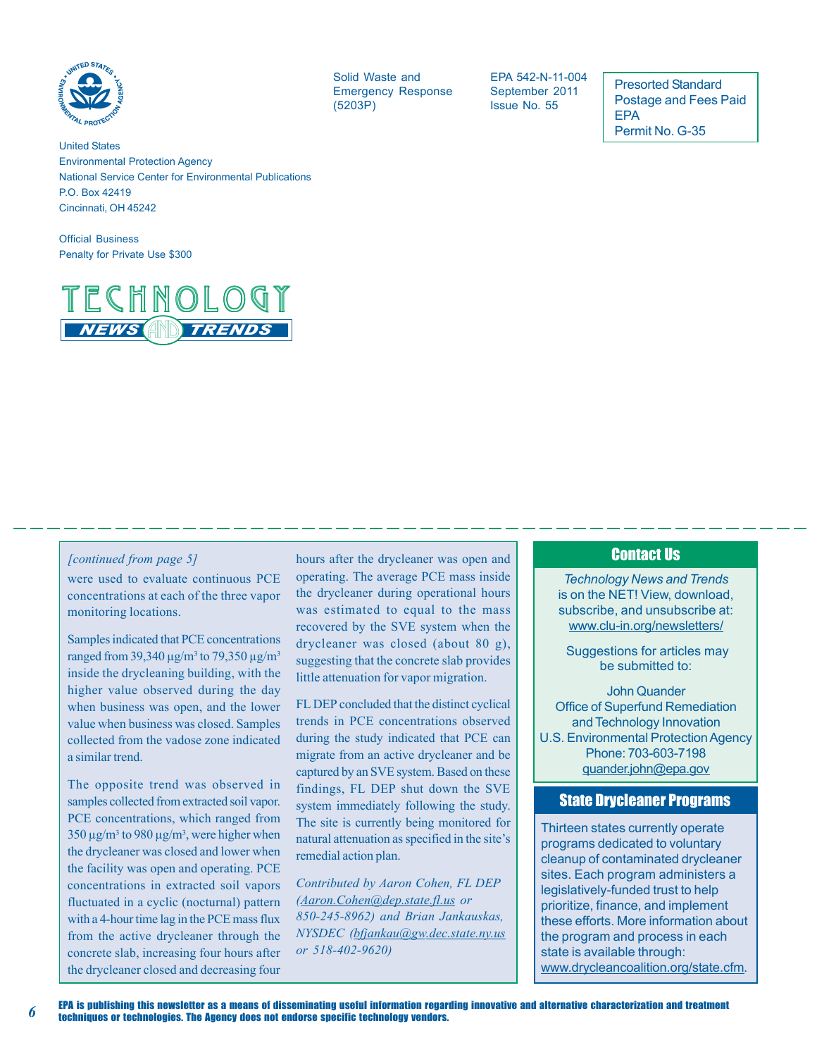United States
Environmental Protection Agency
National Service Center for Environmental Publications
P.O. Box 42419
Cincinnati, OH 45242

Official Business
Penalty for Private Use $300

Solid Waste and
Emergency Response
(5203P)

EPA 542-N-11-004
September 2011
Issue No. 55

Presorted Standard
Postage and Fees Paid
EPA
Permit No. G-35

# TECHNOLOGY NEWS AND TRENDS

*[continued from page 5]*

were used to evaluate continuous PCE concentrations at each of the three vapor monitoring locations.

Samples indicated that PCE concentrations ranged from 39,340 µg/m$^3$ to 79,350 µg/m$^3$ inside the drycleaning building, with the higher value observed during the day when business was open, and the lower value when business was closed. Samples collected from the vadose zone indicated a similar trend.

The opposite trend was observed in samples collected from extracted soil vapor. PCE concentrations, which ranged from 350 µg/m$^3$ to 980 µg/m$^3$, were higher when the drycleaner was closed and lower when the facility was open and operating. PCE concentrations in extracted soil vapors fluctuated in a cyclic (nocturnal) pattern with a 4-hour time lag in the PCE mass flux from the active drycleaner through the concrete slab, increasing four hours after the drycleaner closed and decreasing four hours after the drycleaner was open and operating. The average PCE mass inside the drycleaner during operational hours was estimated to equal to the mass recovered by the SVE system when the drycleaner was closed (about 80 g), suggesting that the concrete slab provides little attenuation for vapor migration.

FL DEP concluded that the distinct cyclical trends in PCE concentrations observed during the study indicated that PCE can migrate from an active drycleaner and be captured by an SVE system. Based on these findings, FL DEP shut down the SVE system immediately following the study. The site is currently being monitored for natural attenuation as specified in the site's remedial action plan.

*Contributed by Aaron Cohen, FL DEP (Aaron.Cohen@dep.state.fl.us or 850-245-8962) and Brian Jankauskas, NYSDEC (bfjankau@gw.dec.state.ny.us or 518-402-9620)*

## Contact Us

*Technology News and Trends* is on the NET! View, download, subscribe, and unsubscribe at: www.clu-in.org/newsletters/

Suggestions for articles may be submitted to:

John Quander
Office of Superfund Remediation and Technology Innovation
U.S. Environmental Protection Agency
Phone: 703-603-7198
quander.john@epa.gov

## State Drycleaner Programs

Thirteen states currently operate programs dedicated to voluntary cleanup of contaminated drycleaner sites. Each program administers a legislatively-funded trust to help prioritize, finance, and implement these efforts. More information about the program and process in each state is available through: www.drycleancoalition.org/state.cfm.

**EPA is publishing this newsletter as a means of disseminating useful information regarding innovative and alternative characterization and treatment techniques or technologies. The Agency does not endorse specific technology vendors.**